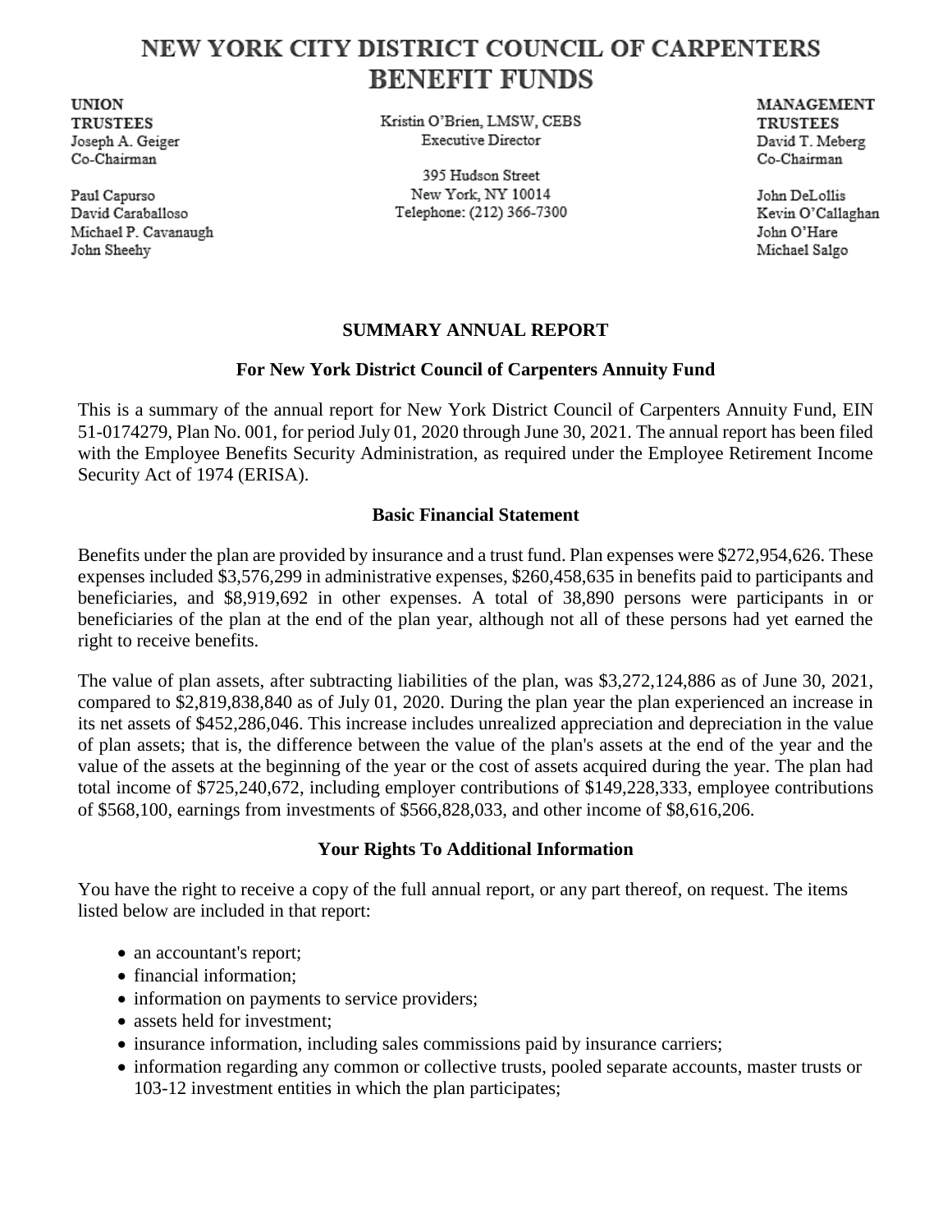# NEW YORK CITY DISTRICT COUNCIL OF CARPENTERS BENEFIT FUNDS

**UNION TRUSTEES**
Joseph A. Geiger
Co-Chairman

Paul Capurso
David Caraballoso
Michael P. Cavanaugh
John Sheehy

Kristin O'Brien, LMSW, CEBS
Executive Director

395 Hudson Street
New York, NY 10014
Telephone: (212) 366-7300

**MANAGEMENT TRUSTEES**
David T. Meberg
Co-Chairman

John DeLollis
Kevin O'Callaghan
John O'Hare
Michael Salgo

## SUMMARY ANNUAL REPORT

### For New York District Council of Carpenters Annuity Fund

This is a summary of the annual report for New York District Council of Carpenters Annuity Fund, EIN 51-0174279, Plan No. 001, for period July 01, 2020 through June 30, 2021. The annual report has been filed with the Employee Benefits Security Administration, as required under the Employee Retirement Income Security Act of 1974 (ERISA).

### Basic Financial Statement

Benefits under the plan are provided by insurance and a trust fund. Plan expenses were $272,954,626. These expenses included $3,576,299 in administrative expenses, $260,458,635 in benefits paid to participants and beneficiaries, and $8,919,692 in other expenses. A total of 38,890 persons were participants in or beneficiaries of the plan at the end of the plan year, although not all of these persons had yet earned the right to receive benefits.

The value of plan assets, after subtracting liabilities of the plan, was $3,272,124,886 as of June 30, 2021, compared to $2,819,838,840 as of July 01, 2020. During the plan year the plan experienced an increase in its net assets of $452,286,046. This increase includes unrealized appreciation and depreciation in the value of plan assets; that is, the difference between the value of the plan's assets at the end of the year and the value of the assets at the beginning of the year or the cost of assets acquired during the year. The plan had total income of $725,240,672, including employer contributions of $149,228,333, employee contributions of $568,100, earnings from investments of $566,828,033, and other income of $8,616,206.

### Your Rights To Additional Information

You have the right to receive a copy of the full annual report, or any part thereof, on request. The items listed below are included in that report:

- an accountant's report;
- financial information;
- information on payments to service providers;
- assets held for investment;
- insurance information, including sales commissions paid by insurance carriers;
- information regarding any common or collective trusts, pooled separate accounts, master trusts or 103-12 investment entities in which the plan participates;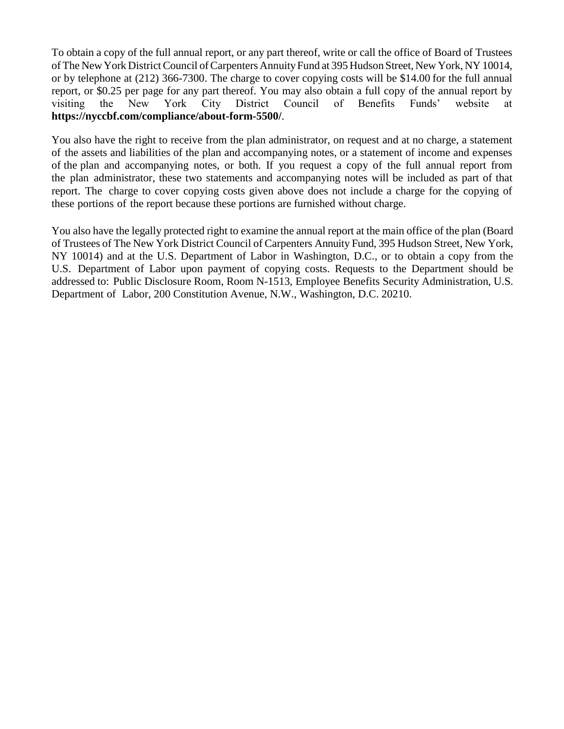To obtain a copy of the full annual report, or any part thereof, write or call the office of Board of Trustees of The New York District Council of Carpenters Annuity Fund at 395 Hudson Street, New York, NY 10014, or by telephone at (212) 366-7300. The charge to cover copying costs will be $14.00 for the full annual report, or $0.25 per page for any part thereof. You may also obtain a full copy of the annual report by visiting the New York City District Council of Benefits Funds' website at **https://nyccbf.com/compliance/about-form-5500/**.

You also have the right to receive from the plan administrator, on request and at no charge, a statement of the assets and liabilities of the plan and accompanying notes, or a statement of income and expenses of the plan and accompanying notes, or both. If you request a copy of the full annual report from the plan administrator, these two statements and accompanying notes will be included as part of that report. The charge to cover copying costs given above does not include a charge for the copying of these portions of the report because these portions are furnished without charge.

You also have the legally protected right to examine the annual report at the main office of the plan (Board of Trustees of The New York District Council of Carpenters Annuity Fund, 395 Hudson Street, New York, NY 10014) and at the U.S. Department of Labor in Washington, D.C., or to obtain a copy from the U.S. Department of Labor upon payment of copying costs. Requests to the Department should be addressed to: Public Disclosure Room, Room N-1513, Employee Benefits Security Administration, U.S. Department of Labor, 200 Constitution Avenue, N.W., Washington, D.C. 20210.